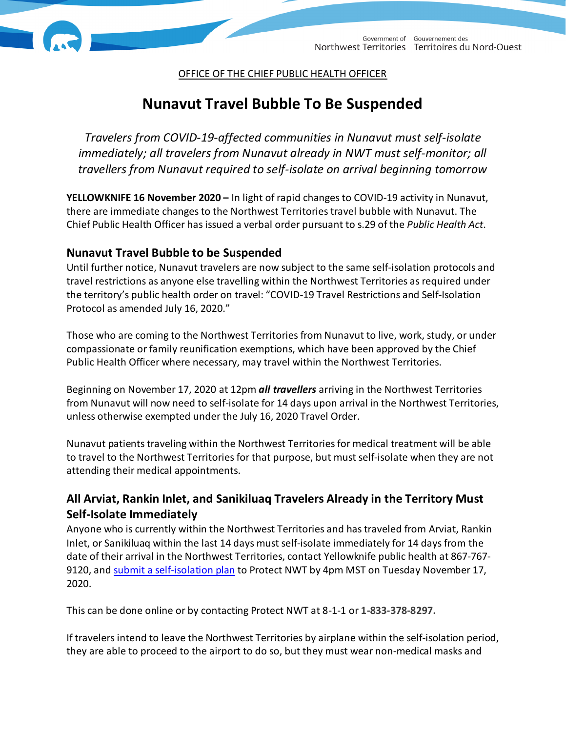Government of Northwest Territories | Gouvernement des Territoires du Nord-Ouest

OFFICE OF THE CHIEF PUBLIC HEALTH OFFICER

# Nunavut Travel Bubble To Be Suspended

*Travelers from COVID-19-affected communities in Nunavut must self-isolate immediately; all travelers from Nunavut already in NWT must self-monitor; all travellers from Nunavut required to self-isolate on arrival beginning tomorrow*

**YELLOWKNIFE 16 November 2020 –** In light of rapid changes to COVID-19 activity in Nunavut, there are immediate changes to the Northwest Territories travel bubble with Nunavut. The Chief Public Health Officer has issued a verbal order pursuant to s.29 of the *Public Health Act*.

## Nunavut Travel Bubble to be Suspended

Until further notice, Nunavut travelers are now subject to the same self-isolation protocols and travel restrictions as anyone else travelling within the Northwest Territories as required under the territory's public health order on travel: "COVID-19 Travel Restrictions and Self-Isolation Protocol as amended July 16, 2020."

Those who are coming to the Northwest Territories from Nunavut to live, work, study, or under compassionate or family reunification exemptions, which have been approved by the Chief Public Health Officer where necessary, may travel within the Northwest Territories.

Beginning on November 17, 2020 at 12pm ***all travellers*** arriving in the Northwest Territories from Nunavut will now need to self-isolate for 14 days upon arrival in the Northwest Territories, unless otherwise exempted under the July 16, 2020 Travel Order.

Nunavut patients traveling within the Northwest Territories for medical treatment will be able to travel to the Northwest Territories for that purpose, but must self-isolate when they are not attending their medical appointments.

## All Arviat, Rankin Inlet, and Sanikiluaq Travelers Already in the Territory Must Self-Isolate Immediately

Anyone who is currently within the Northwest Territories and has traveled from Arviat, Rankin Inlet, or Sanikiluaq within the last 14 days must self-isolate immediately for 14 days from the date of their arrival in the Northwest Territories, contact Yellowknife public health at 867-767-9120, and submit a self-isolation plan to Protect NWT by 4pm MST on Tuesday November 17, 2020.

This can be done online or by contacting Protect NWT at 8-1-1 or **1-833-378-8297.**

If travelers intend to leave the Northwest Territories by airplane within the self-isolation period, they are able to proceed to the airport to do so, but they must wear non-medical masks and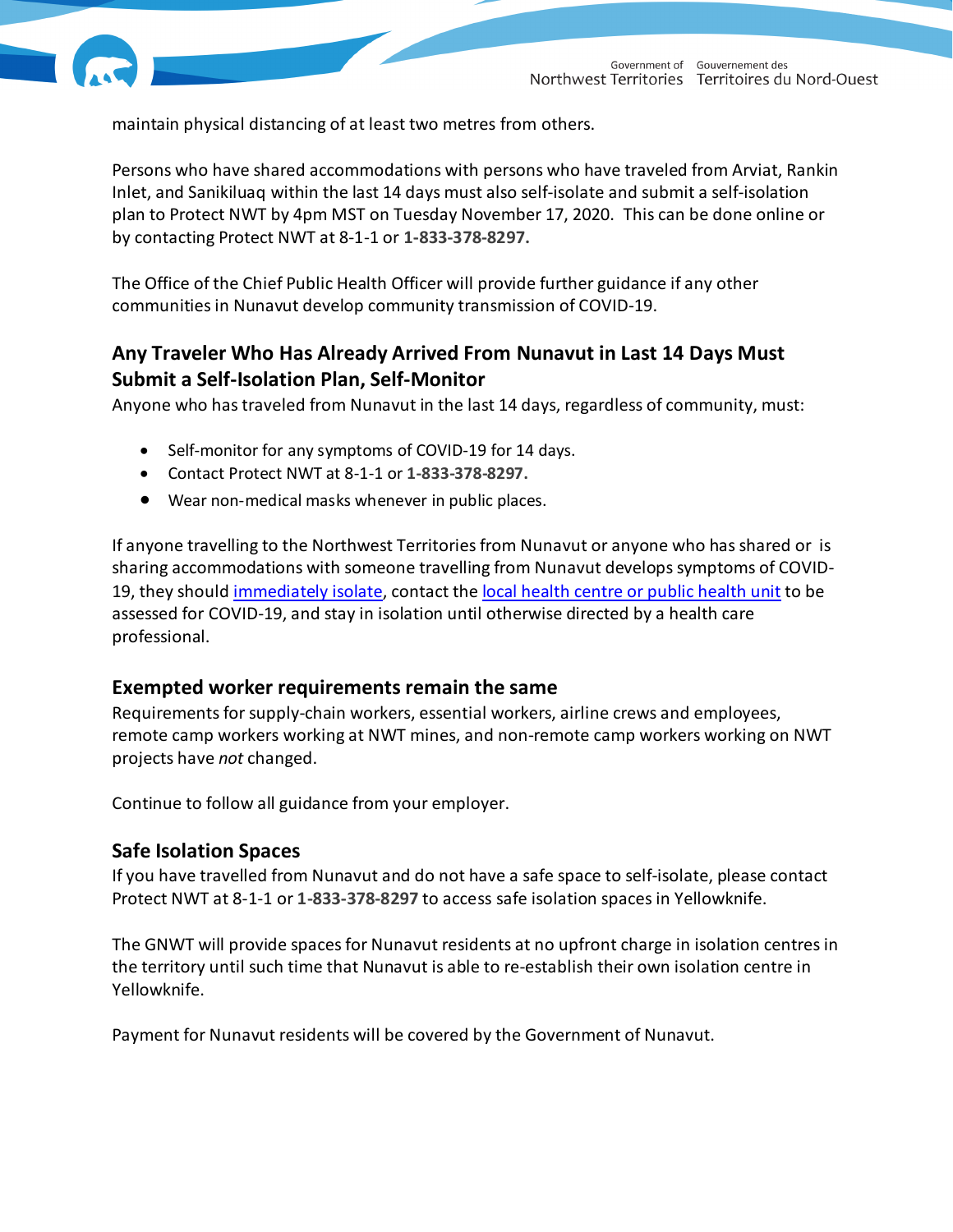maintain physical distancing of at least two metres from others.

Persons who have shared accommodations with persons who have traveled from Arviat, Rankin Inlet, and Sanikiluaq within the last 14 days must also self-isolate and submit a self-isolation plan to Protect NWT by 4pm MST on Tuesday November 17, 2020. This can be done online or by contacting Protect NWT at 8-1-1 or **1-833-378-8297.**

The Office of the Chief Public Health Officer will provide further guidance if any other communities in Nunavut develop community transmission of COVID-19.

## Any Traveler Who Has Already Arrived From Nunavut in Last 14 Days Must Submit a Self-Isolation Plan, Self-Monitor

Anyone who has traveled from Nunavut in the last 14 days, regardless of community, must:

- Self-monitor for any symptoms of COVID-19 for 14 days.
- Contact Protect NWT at 8-1-1 or **1-833-378-8297.**
- Wear non-medical masks whenever in public places.

If anyone travelling to the Northwest Territories from Nunavut or anyone who has shared or is sharing accommodations with someone travelling from Nunavut develops symptoms of COVID-19, they should immediately isolate, contact the local health centre or public health unit to be assessed for COVID-19, and stay in isolation until otherwise directed by a health care professional.

## Exempted worker requirements remain the same

Requirements for supply-chain workers, essential workers, airline crews and employees, remote camp workers working at NWT mines, and non-remote camp workers working on NWT projects have *not* changed.

Continue to follow all guidance from your employer.

## Safe Isolation Spaces

If you have travelled from Nunavut and do not have a safe space to self-isolate, please contact Protect NWT at 8-1-1 or **1-833-378-8297** to access safe isolation spaces in Yellowknife.

The GNWT will provide spaces for Nunavut residents at no upfront charge in isolation centres in the territory until such time that Nunavut is able to re-establish their own isolation centre in Yellowknife.

Payment for Nunavut residents will be covered by the Government of Nunavut.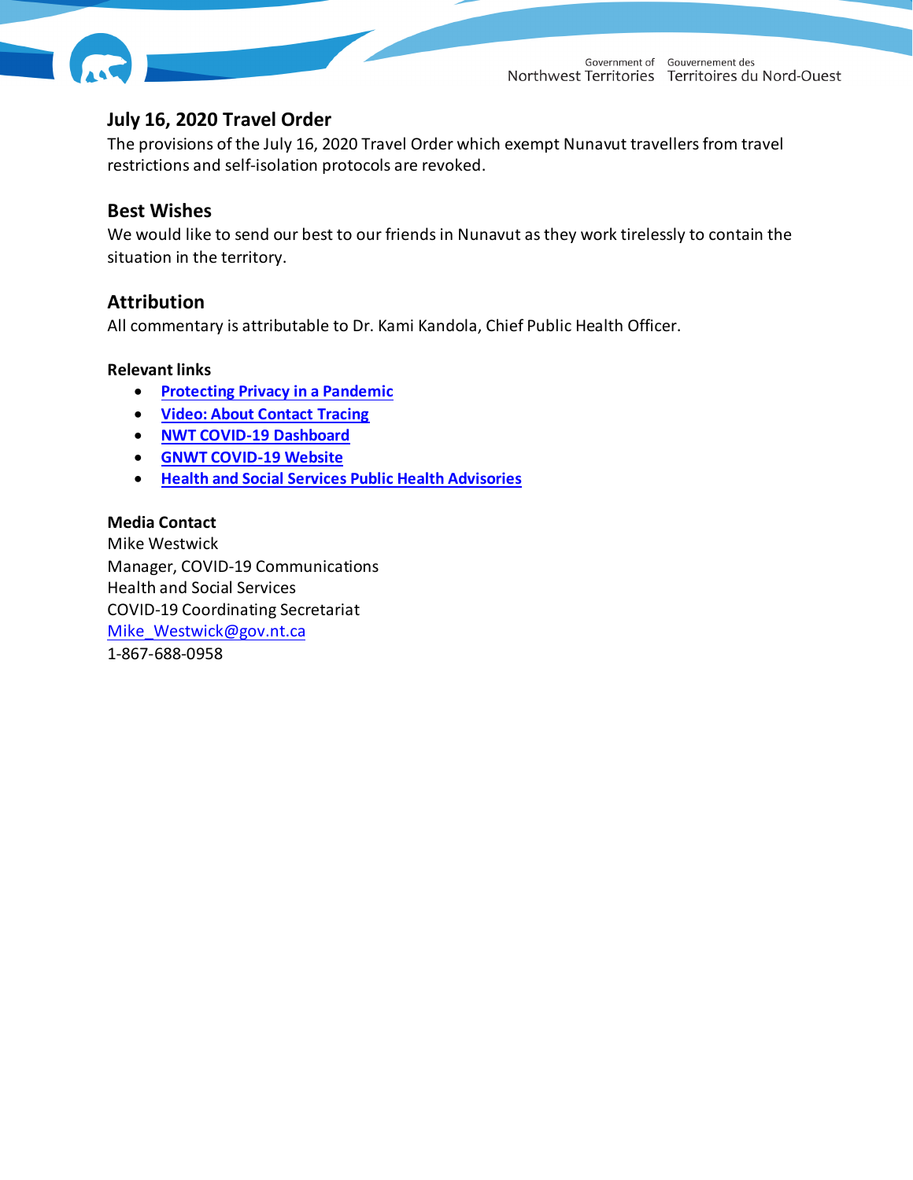## July 16, 2020 Travel Order

The provisions of the July 16, 2020 Travel Order which exempt Nunavut travellers from travel restrictions and self-isolation protocols are revoked.

## Best Wishes

We would like to send our best to our friends in Nunavut as they work tirelessly to contain the situation in the territory.

## Attribution

All commentary is attributable to Dr. Kami Kandola, Chief Public Health Officer.

**Relevant links**

- Protecting Privacy in a Pandemic
- Video: About Contact Tracing
- NWT COVID-19 Dashboard
- GNWT COVID-19 Website
- Health and Social Services Public Health Advisories

**Media Contact**

Mike Westwick
Manager, COVID-19 Communications
Health and Social Services
COVID-19 Coordinating Secretariat
Mike_Westwick@gov.nt.ca
1-867-688-0958